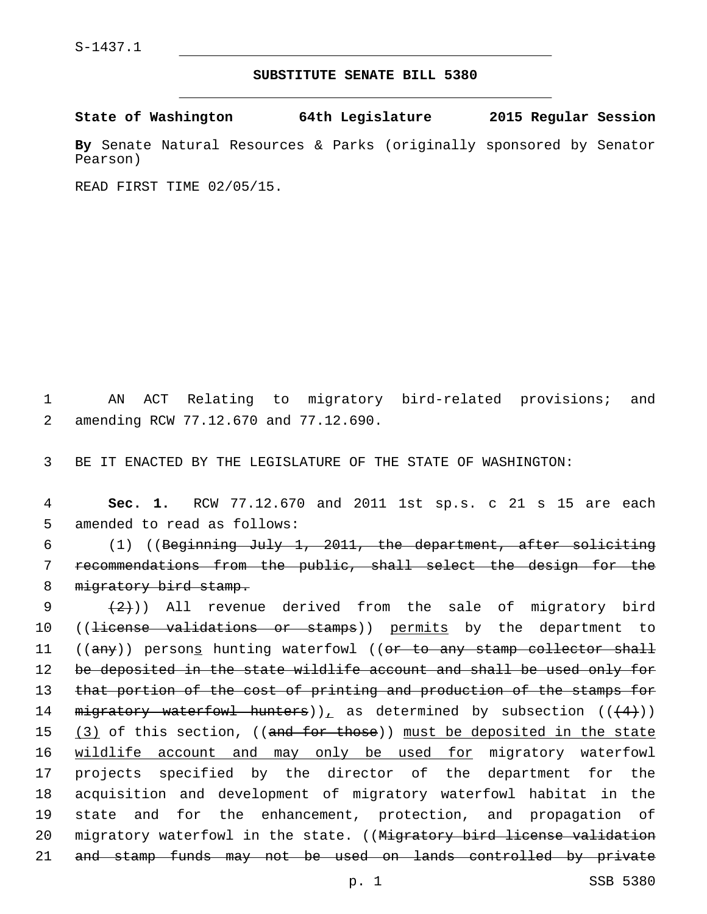S-1437.1

## SUBSTITUTE SENATE BILL 5380

**State of Washington 64th Legislature 2015 Regular Session**

**By** Senate Natural Resources & Parks (originally sponsored by Senator Pearson)

READ FIRST TIME 02/05/15.

1 AN ACT Relating to migratory bird-related provisions; and
2 amending RCW 77.12.670 and 77.12.690.

3 BE IT ENACTED BY THE LEGISLATURE OF THE STATE OF WASHINGTON:

4 **Sec. 1.** RCW 77.12.670 and 2011 1st sp.s. c 21 s 15 are each
5 amended to read as follows:

6 (1) ((~~Beginning July 1, 2011, the department, after soliciting~~
7 ~~recommendations from the public, shall select the design for the~~
8 ~~migratory bird stamp.~~

9 ~~(2)~~)) All revenue derived from the sale of migratory bird
10 ((~~license validations or stamps~~)) <u>permits</u> by the department to
11 ((~~any~~)) person<u>s</u> hunting waterfowl ((~~or to any stamp collector shall~~
12 ~~be deposited in the state wildlife account and shall be used only for~~
13 ~~that portion of the cost of printing and production of the stamps for~~
14 ~~migratory waterfowl hunters~~))<u>,</u> as determined by subsection ((~~(4)~~))
15 <u>(3)</u> of this section, ((~~and for those~~)) <u>must be deposited in the state</u>
16 <u>wildlife account and may only be used for</u> migratory waterfowl
17 projects specified by the director of the department for the
18 acquisition and development of migratory waterfowl habitat in the
19 state and for the enhancement, protection, and propagation of
20 migratory waterfowl in the state. ((~~Migratory bird license validation~~
21 ~~and stamp funds may not be used on lands controlled by private~~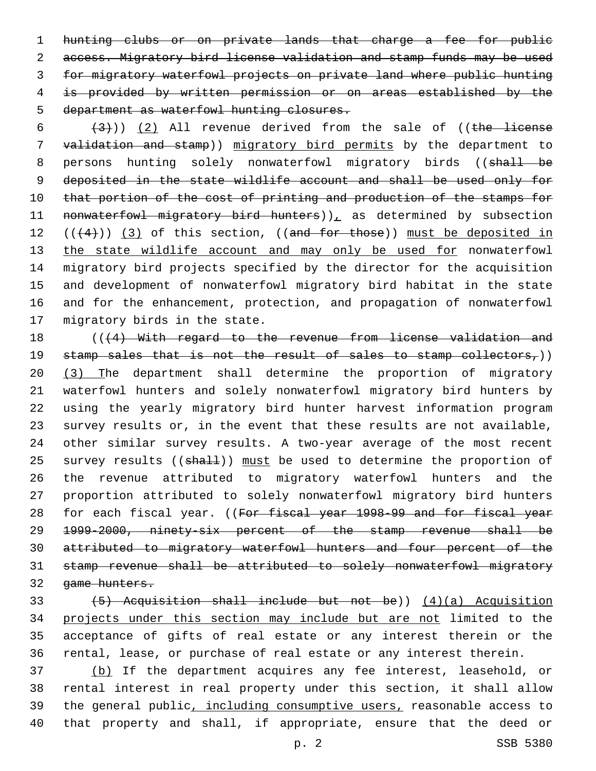~~hunting clubs or on private lands that charge a fee for public access. Migratory bird license validation and stamp funds may be used for migratory waterfowl projects on private land where public hunting is provided by written permission or on areas established by the department as waterfowl hunting closures.~~

~~(3)~~)) (2) All revenue derived from the sale of ((~~the license validation and stamp~~)) migratory bird permits by the department to persons hunting solely nonwaterfowl migratory birds ((~~shall be deposited in the state wildlife account and shall be used only for that portion of the cost of printing and production of the stamps for nonwaterfowl migratory bird hunters~~)), as determined by subsection ((~~(4)~~)) (3) of this section, ((~~and for those~~)) must be deposited in the state wildlife account and may only be used for nonwaterfowl migratory bird projects specified by the director for the acquisition and development of nonwaterfowl migratory bird habitat in the state and for the enhancement, protection, and propagation of nonwaterfowl migratory birds in the state.

((~~(4) With regard to the revenue from license validation and stamp sales that is not the result of sales to stamp collectors,~~)) (3) The department shall determine the proportion of migratory waterfowl hunters and solely nonwaterfowl migratory bird hunters by using the yearly migratory bird hunter harvest information program survey results or, in the event that these results are not available, other similar survey results. A two-year average of the most recent survey results ((~~shall~~)) must be used to determine the proportion of the revenue attributed to migratory waterfowl hunters and the proportion attributed to solely nonwaterfowl migratory bird hunters for each fiscal year. ((~~For fiscal year 1998-99 and for fiscal year 1999-2000, ninety-six percent of the stamp revenue shall be attributed to migratory waterfowl hunters and four percent of the stamp revenue shall be attributed to solely nonwaterfowl migratory game hunters.~~

~~(5) Acquisition shall include but not be~~)) (4)(a) Acquisition projects under this section may include but are not limited to the acceptance of gifts of real estate or any interest therein or the rental, lease, or purchase of real estate or any interest therein.

(b) If the department acquires any fee interest, leasehold, or rental interest in real property under this section, it shall allow the general public, including consumptive users, reasonable access to that property and shall, if appropriate, ensure that the deed or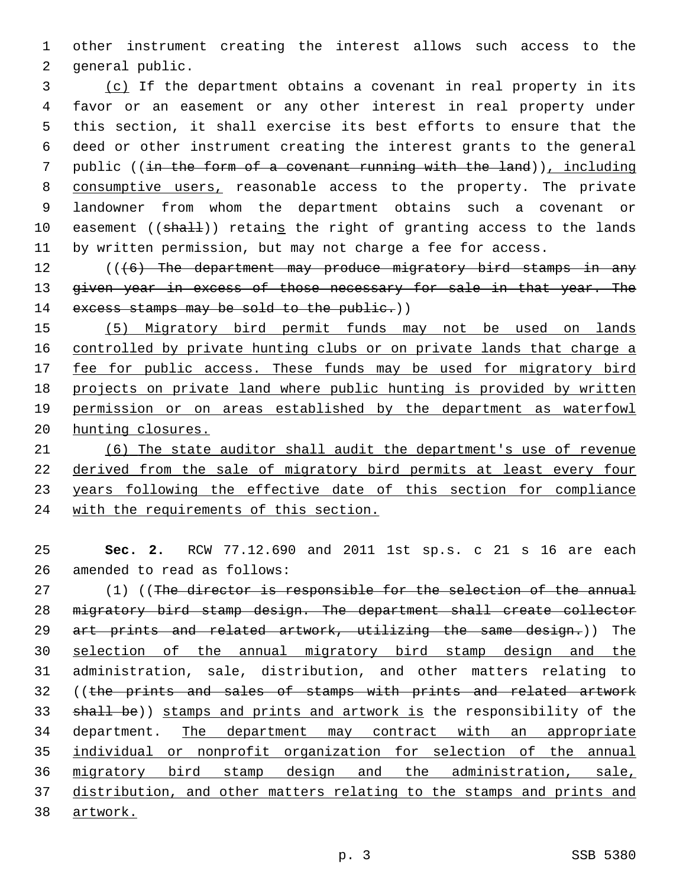other instrument creating the interest allows such access to the general public.

(c) If the department obtains a covenant in real property in its favor or an easement or any other interest in real property under this section, it shall exercise its best efforts to ensure that the deed or other instrument creating the interest grants to the general public ((~~in the form of a covenant running with the land~~)), including consumptive users, reasonable access to the property. The private landowner from whom the department obtains such a covenant or easement ((~~shall~~)) retains the right of granting access to the lands by written permission, but may not charge a fee for access.

((~~(6) The department may produce migratory bird stamps in any given year in excess of those necessary for sale in that year. The excess stamps may be sold to the public.~~))

(5) Migratory bird permit funds may not be used on lands controlled by private hunting clubs or on private lands that charge a fee for public access. These funds may be used for migratory bird projects on private land where public hunting is provided by written permission or on areas established by the department as waterfowl hunting closures.

(6) The state auditor shall audit the department's use of revenue derived from the sale of migratory bird permits at least every four years following the effective date of this section for compliance with the requirements of this section.

**Sec. 2.** RCW 77.12.690 and 2011 1st sp.s. c 21 s 16 are each amended to read as follows:

(1) ((~~The director is responsible for the selection of the annual migratory bird stamp design. The department shall create collector art prints and related artwork, utilizing the same design.~~)) The selection of the annual migratory bird stamp design and the administration, sale, distribution, and other matters relating to ((~~the prints and sales of stamps with prints and related artwork shall be~~)) stamps and prints and artwork is the responsibility of the department. The department may contract with an appropriate individual or nonprofit organization for selection of the annual migratory bird stamp design and the administration, sale, distribution, and other matters relating to the stamps and prints and artwork.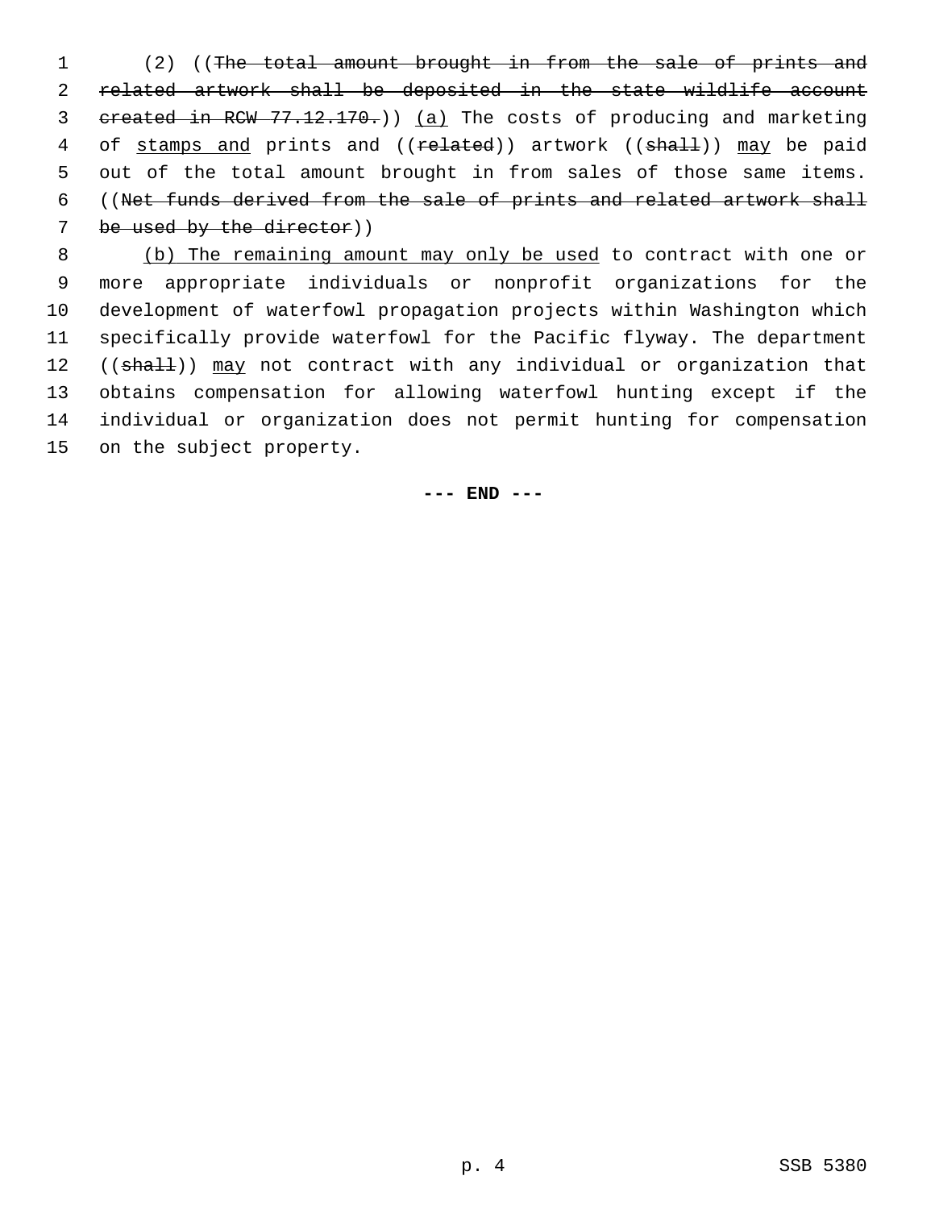(2) ((~~The total amount brought in from the sale of prints and related artwork shall be deposited in the state wildlife account created in RCW 77.12.170.~~)) <u>(a)</u> The costs of producing and marketing of <u>stamps and</u> prints and ((~~related~~)) artwork ((~~shall~~)) <u>may</u> be paid out of the total amount brought in from sales of those same items. ((~~Net funds derived from the sale of prints and related artwork shall be used by the director~~))

<u>(b) The remaining amount may only be used</u> to contract with one or more appropriate individuals or nonprofit organizations for the development of waterfowl propagation projects within Washington which specifically provide waterfowl for the Pacific flyway. The department ((~~shall~~)) <u>may</u> not contract with any individual or organization that obtains compensation for allowing waterfowl hunting except if the individual or organization does not permit hunting for compensation on the subject property.

**--- END ---**